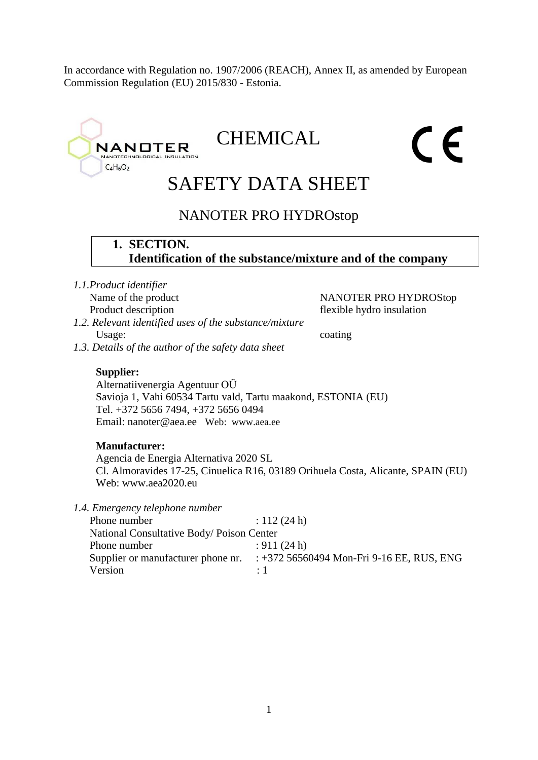In accordance with Regulation no. 1907/2006 (REACH), Annex II, as amended by European Commission Regulation (EU) 2015/830 - Estonia.

NANOTER
NANOTECHNOLOGICAL INSULATION
$C_4H_6O_2$

# CHEMICAL SAFETY DATA SHEET

## NANOTER PRO HYDROstop

## 1. SECTION. Identification of the substance/mixture and of the company

*1.1.Product identifier*

| | |
|---|---|
| Name of the product | NANOTER PRO HYDROStop |
| Product description | flexible hydro insulation |

*1.2. Relevant identified uses of the substance/mixture*

| | |
|---|---|
| Usage: | coating |

*1.3. Details of the author of the safety data sheet*

**Supplier:**
Alternatiivenergia Agentuur OÜ
Savioja 1, Vahi 60534 Tartu vald, Tartu maakond, ESTONIA (EU)
Tel. +372 5656 7494, +372 5656 0494
Email: nanoter@aea.ee Web: www.aea.ee

**Manufacturer:**
Agencia de Energia Alternativa 2020 SL
Cl. Almoravides 17-25, Cinuelica R16, 03189 Orihuela Costa, Alicante, SPAIN (EU)
Web: www.aea2020.eu

*1.4. Emergency telephone number*

Phone number : 112 (24 h)
National Consultative Body/ Poison Center
Phone number : 911 (24 h)
Supplier or manufacturer phone nr. : +372 56560494 Mon-Fri 9-16 EE, RUS, ENG
Version : 1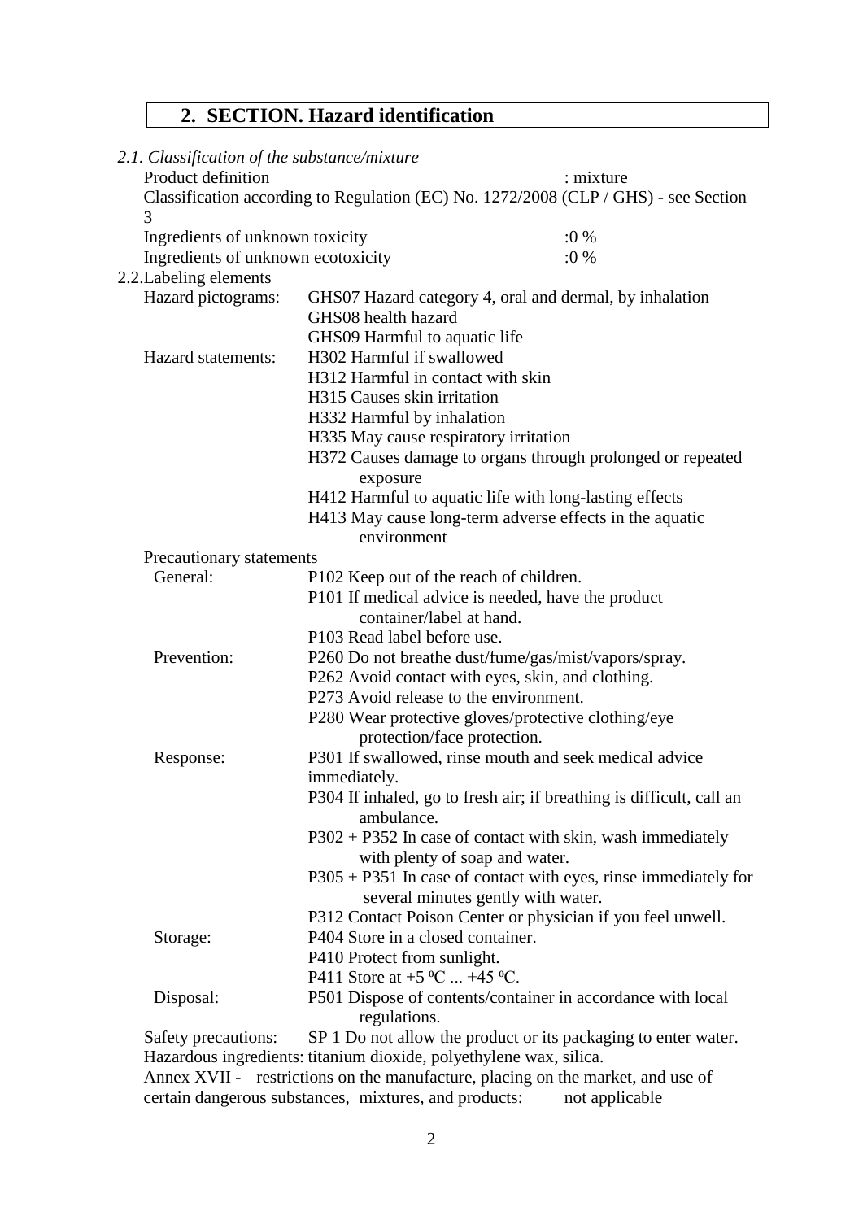## 2. SECTION. Hazard identification

*2.1. Classification of the substance/mixture*

Product definition : mixture

Classification according to Regulation (EC) No. 1272/2008 (CLP / GHS) - see Section 3

Ingredients of unknown toxicity :0 %

Ingredients of unknown ecotoxicity :0 %

2.2.Labeling elements

Hazard pictograms:
- GHS07 Hazard category 4, oral and dermal, by inhalation
- GHS08 health hazard
- GHS09 Harmful to aquatic life

Hazard statements:
- H302 Harmful if swallowed
- H312 Harmful in contact with skin
- H315 Causes skin irritation
- H332 Harmful by inhalation
- H335 May cause respiratory irritation
- H372 Causes damage to organs through prolonged or repeated exposure
- H412 Harmful to aquatic life with long-lasting effects
- H413 May cause long-term adverse effects in the aquatic environment

Precautionary statements

General:
- P102 Keep out of the reach of children.
- P101 If medical advice is needed, have the product container/label at hand.
- P103 Read label before use.

Prevention:
- P260 Do not breathe dust/fume/gas/mist/vapors/spray.
- P262 Avoid contact with eyes, skin, and clothing.
- P273 Avoid release to the environment.
- P280 Wear protective gloves/protective clothing/eye protection/face protection.

Response:
- P301 If swallowed, rinse mouth and seek medical advice immediately.
- P304 If inhaled, go to fresh air; if breathing is difficult, call an ambulance.
- P302 + P352 In case of contact with skin, wash immediately with plenty of soap and water.
- P305 + P351 In case of contact with eyes, rinse immediately for several minutes gently with water.
- P312 Contact Poison Center or physician if you feel unwell.

Storage:
- P404 Store in a closed container.
- P410 Protect from sunlight.
- P411 Store at +5 ºC ... +45 ºC.

Disposal:
- P501 Dispose of contents/container in accordance with local regulations.

Safety precautions: SP 1 Do not allow the product or its packaging to enter water.

Hazardous ingredients: titanium dioxide, polyethylene wax, silica.

Annex XVII - restrictions on the manufacture, placing on the market, and use of certain dangerous substances, mixtures, and products: not applicable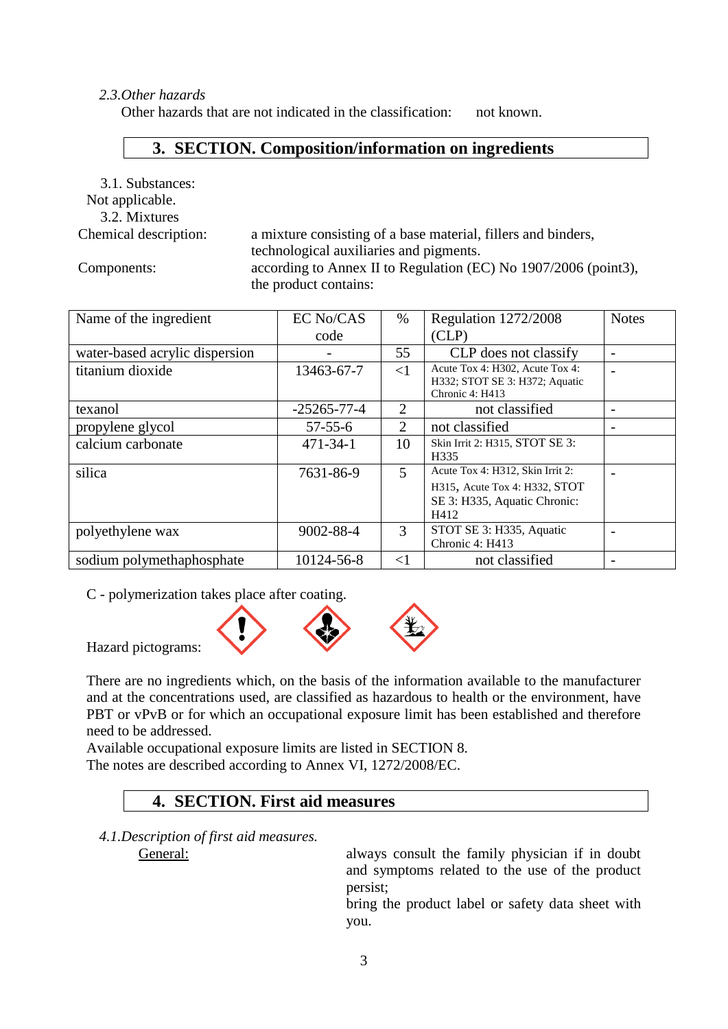*2.3.Other hazards*

Other hazards that are not indicated in the classification: not known.

## 3. SECTION. Composition/information on ingredients

3.1. Substances:

Not applicable.

3.2. Mixtures

Chemical description: a mixture consisting of a base material, fillers and binders, technological auxiliaries and pigments.

Components: according to Annex II to Regulation (EC) No 1907/2006 (point3), the product contains:

| Name of the ingredient | EC No/CAS code | % | Regulation 1272/2008 (CLP) | Notes |
|---|---|---|---|---|
| water-based acrylic dispersion | - | 55 | CLP does not classify | - |
| titanium dioxide | 13463-67-7 | <1 | Acute Tox 4: H302, Acute Tox 4: H332; STOT SE 3: H372; Aquatic Chronic 4: H413 | - |
| texanol | -25265-77-4 | 2 | not classified | - |
| propylene glycol | 57-55-6 | 2 | not classified | - |
| calcium carbonate | 471-34-1 | 10 | Skin Irrit 2: H315, STOT SE 3: H335 | |
| silica | 7631-86-9 | 5 | Acute Tox 4: H312, Skin Irrit 2: H315, Acute Tox 4: H332, STOT SE 3: H335, Aquatic Chronic: H412 | - |
| polyethylene wax | 9002-88-4 | 3 | STOT SE 3: H335, Aquatic Chronic 4: H413 | - |
| sodium polymethaphosphate | 10124-56-8 | <1 | not classified | - |

C - polymerization takes place after coating.

Hazard pictograms:

There are no ingredients which, on the basis of the information available to the manufacturer and at the concentrations used, are classified as hazardous to health or the environment, have PBT or vPvB or for which an occupational exposure limit has been established and therefore need to be addressed.

Available occupational exposure limits are listed in SECTION 8.

The notes are described according to Annex VI, 1272/2008/EC.

## 4. SECTION. First aid measures

*4.1.Description of first aid measures.*

General: always consult the family physician if in doubt and symptoms related to the use of the product persist; bring the product label or safety data sheet with you.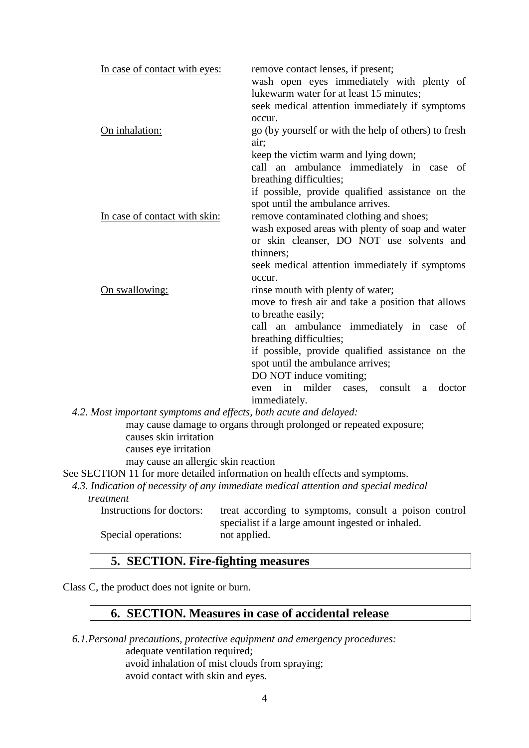In case of contact with eyes: remove contact lenses, if present;
wash open eyes immediately with plenty of lukewarm water for at least 15 minutes;
seek medical attention immediately if symptoms occur.

On inhalation: go (by yourself or with the help of others) to fresh air;
keep the victim warm and lying down;
call an ambulance immediately in case of breathing difficulties;
if possible, provide qualified assistance on the spot until the ambulance arrives.

In case of contact with skin: remove contaminated clothing and shoes;
wash exposed areas with plenty of soap and water or skin cleanser, DO NOT use solvents and thinners;
seek medical attention immediately if symptoms occur.

On swallowing: rinse mouth with plenty of water;
move to fresh air and take a position that allows to breathe easily;
call an ambulance immediately in case of breathing difficulties;
if possible, provide qualified assistance on the spot until the ambulance arrives;
DO NOT induce vomiting;
even in milder cases, consult a doctor immediately.

*4.2. Most important symptoms and effects, both acute and delayed:*

may cause damage to organs through prolonged or repeated exposure;
causes skin irritation
causes eye irritation
may cause an allergic skin reaction

See SECTION 11 for more detailed information on health effects and symptoms.

*4.3. Indication of necessity of any immediate medical attention and special medical treatment*

Instructions for doctors: treat according to symptoms, consult a poison control specialist if a large amount ingested or inhaled.

Special operations: not applied.

## 5. SECTION. Fire-fighting measures

Class C, the product does not ignite or burn.

## 6. SECTION. Measures in case of accidental release

*6.1.Personal precautions, protective equipment and emergency procedures:*

adequate ventilation required;
avoid inhalation of mist clouds from spraying;
avoid contact with skin and eyes.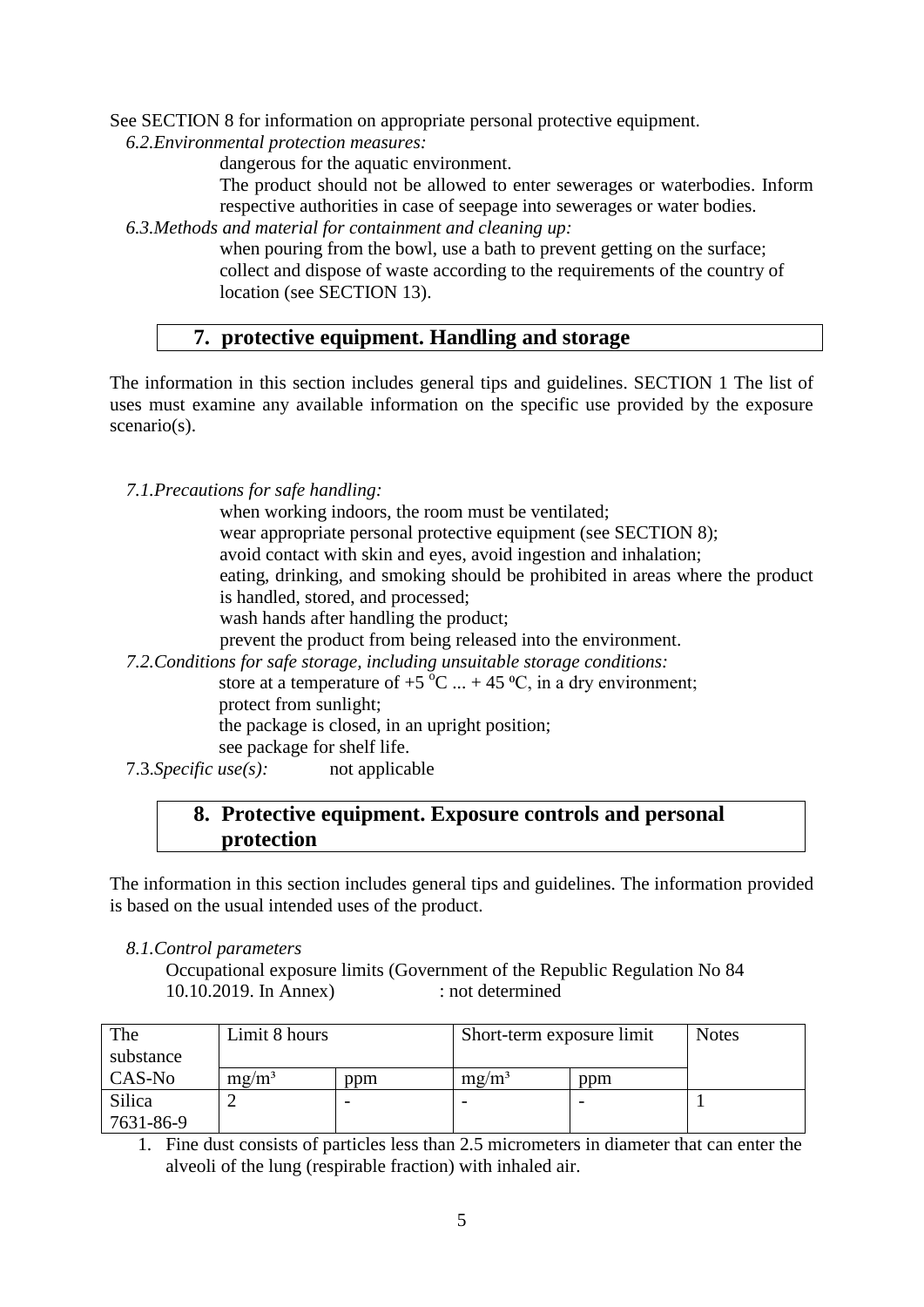See SECTION 8 for information on appropriate personal protective equipment.

*6.2.Environmental protection measures:*

dangerous for the aquatic environment.

The product should not be allowed to enter sewerages or waterbodies. Inform respective authorities in case of seepage into sewerages or water bodies.

*6.3.Methods and material for containment and cleaning up:*

when pouring from the bowl, use a bath to prevent getting on the surface;
collect and dispose of waste according to the requirements of the country of location (see SECTION 13).

## 7. protective equipment. Handling and storage

The information in this section includes general tips and guidelines. SECTION 1 The list of uses must examine any available information on the specific use provided by the exposure scenario(s).

*7.1.Precautions for safe handling:*

when working indoors, the room must be ventilated;
wear appropriate personal protective equipment (see SECTION 8);
avoid contact with skin and eyes, avoid ingestion and inhalation;
eating, drinking, and smoking should be prohibited in areas where the product is handled, stored, and processed;
wash hands after handling the product;
prevent the product from being released into the environment.

*7.2.Conditions for safe storage, including unsuitable storage conditions:*

store at a temperature of +5 ºC ... + 45 ºC, in a dry environment;
protect from sunlight;
the package is closed, in an upright position;
see package for shelf life.

7.3.*Specific use(s):* not applicable

## 8. Protective equipment. Exposure controls and personal protection

The information in this section includes general tips and guidelines. The information provided is based on the usual intended uses of the product.

*8.1.Control parameters*

Occupational exposure limits (Government of the Republic Regulation No 84 10.10.2019. In Annex) : not determined

| The substance | Limit 8 hours | | Short-term exposure limit | | Notes |
|---|---|---|---|---|---|
| CAS-No | mg/m³ | ppm | mg/m³ | ppm | |
| Silica 7631-86-9 | 2 | - | - | - | 1 |

1. Fine dust consists of particles less than 2.5 micrometers in diameter that can enter the alveoli of the lung (respirable fraction) with inhaled air.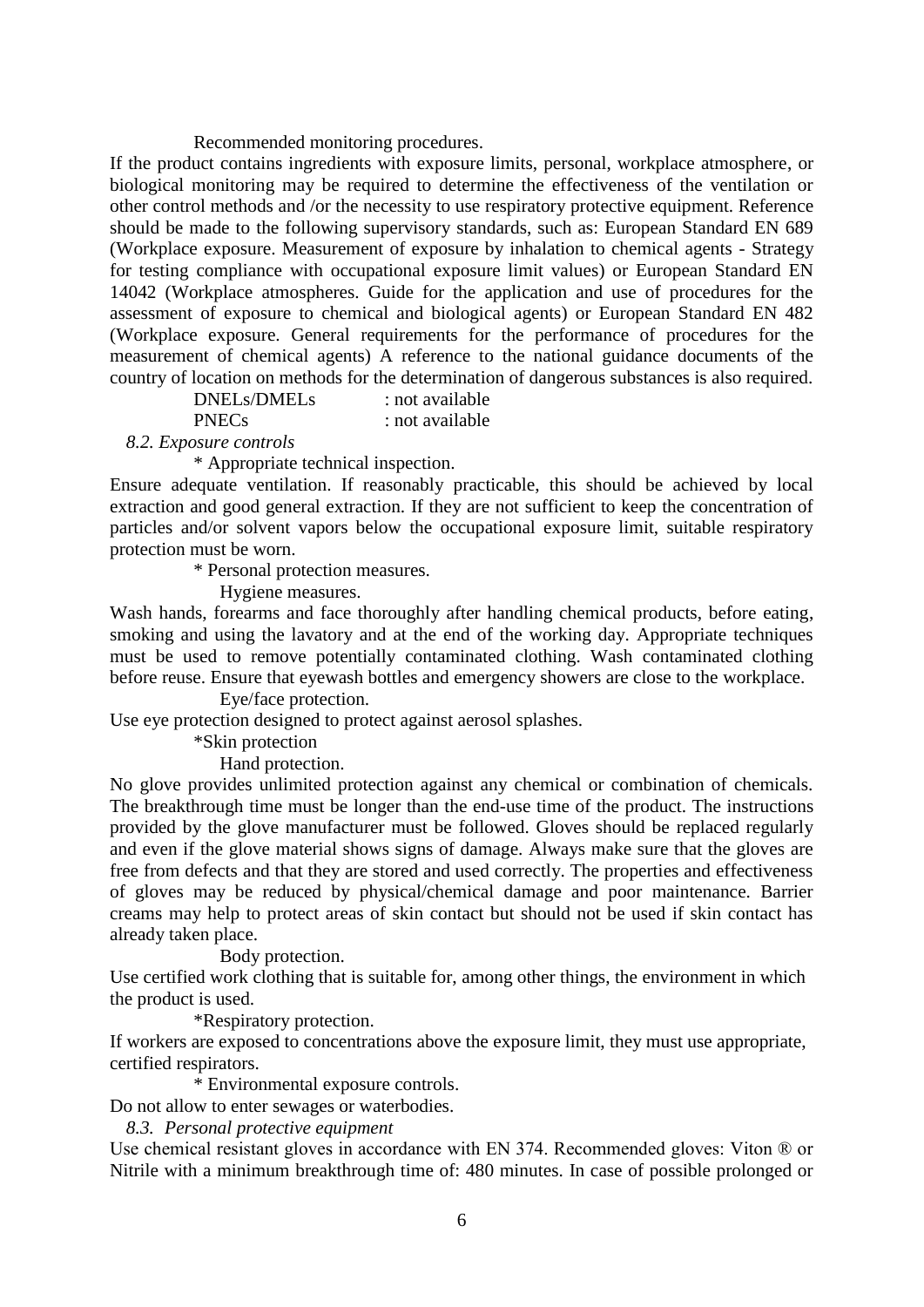Recommended monitoring procedures.

If the product contains ingredients with exposure limits, personal, workplace atmosphere, or biological monitoring may be required to determine the effectiveness of the ventilation or other control methods and /or the necessity to use respiratory protective equipment. Reference should be made to the following supervisory standards, such as: European Standard EN 689 (Workplace exposure. Measurement of exposure by inhalation to chemical agents - Strategy for testing compliance with occupational exposure limit values) or European Standard EN 14042 (Workplace atmospheres. Guide for the application and use of procedures for the assessment of exposure to chemical and biological agents) or European Standard EN 482 (Workplace exposure. General requirements for the performance of procedures for the measurement of chemical agents) A reference to the national guidance documents of the country of location on methods for the determination of dangerous substances is also required.

DNELs/DMELs : not available

PNECs : not available

*8.2. Exposure controls*

* Appropriate technical inspection.

Ensure adequate ventilation. If reasonably practicable, this should be achieved by local extraction and good general extraction. If they are not sufficient to keep the concentration of particles and/or solvent vapors below the occupational exposure limit, suitable respiratory protection must be worn.

* Personal protection measures.

Hygiene measures.

Wash hands, forearms and face thoroughly after handling chemical products, before eating, smoking and using the lavatory and at the end of the working day. Appropriate techniques must be used to remove potentially contaminated clothing. Wash contaminated clothing before reuse. Ensure that eyewash bottles and emergency showers are close to the workplace.

Eye/face protection.

Use eye protection designed to protect against aerosol splashes.

*Skin protection

Hand protection.

No glove provides unlimited protection against any chemical or combination of chemicals. The breakthrough time must be longer than the end-use time of the product. The instructions provided by the glove manufacturer must be followed. Gloves should be replaced regularly and even if the glove material shows signs of damage. Always make sure that the gloves are free from defects and that they are stored and used correctly. The properties and effectiveness of gloves may be reduced by physical/chemical damage and poor maintenance. Barrier creams may help to protect areas of skin contact but should not be used if skin contact has already taken place.

Body protection.

Use certified work clothing that is suitable for, among other things, the environment in which the product is used.

*Respiratory protection.

If workers are exposed to concentrations above the exposure limit, they must use appropriate, certified respirators.

* Environmental exposure controls.

Do not allow to enter sewages or waterbodies.

*8.3. Personal protective equipment*

Use chemical resistant gloves in accordance with EN 374. Recommended gloves: Viton ® or Nitrile with a minimum breakthrough time of: 480 minutes. In case of possible prolonged or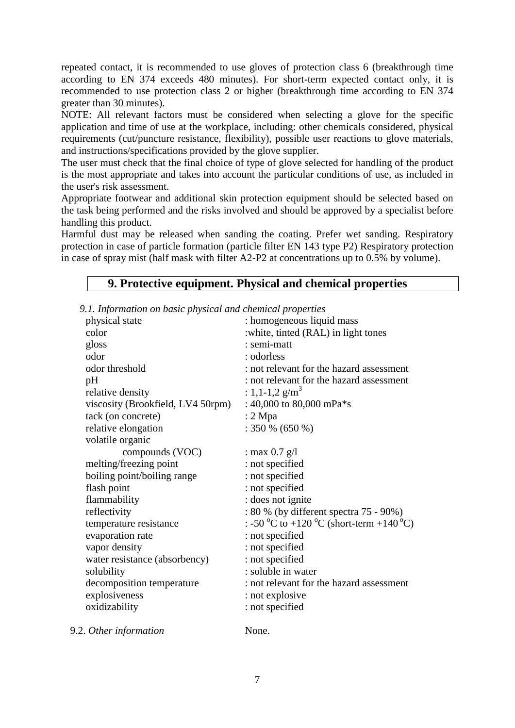repeated contact, it is recommended to use gloves of protection class 6 (breakthrough time according to EN 374 exceeds 480 minutes). For short-term expected contact only, it is recommended to use protection class 2 or higher (breakthrough time according to EN 374 greater than 30 minutes).

NOTE: All relevant factors must be considered when selecting a glove for the specific application and time of use at the workplace, including: other chemicals considered, physical requirements (cut/puncture resistance, flexibility), possible user reactions to glove materials, and instructions/specifications provided by the glove supplier.

The user must check that the final choice of type of glove selected for handling of the product is the most appropriate and takes into account the particular conditions of use, as included in the user's risk assessment.

Appropriate footwear and additional skin protection equipment should be selected based on the task being performed and the risks involved and should be approved by a specialist before handling this product.

Harmful dust may be released when sanding the coating. Prefer wet sanding. Respiratory protection in case of particle formation (particle filter EN 143 type P2) Respiratory protection in case of spray mist (half mask with filter A2-P2 at concentrations up to 0.5% by volume).

## 9. Protective equipment. Physical and chemical properties

*9.1. Information on basic physical and chemical properties*

| | |
|---|---|
| physical state | : homogeneous liquid mass |
| color | :white, tinted (RAL) in light tones |
| gloss | : semi-matt |
| odor | : odorless |
| odor threshold | : not relevant for the hazard assessment |
| pH | : not relevant for the hazard assessment |
| relative density | : 1,1-1,2 g/m$^3$ |
| viscosity (Brookfield, LV4 50rpm) | : 40,000 to 80,000 mPa*s |
| tack (on concrete) | : 2 Mpa |
| relative elongation | : 350 % (650 %) |
| volatile organic compounds (VOC) | : max 0.7 g/l |
| melting/freezing point | : not specified |
| boiling point/boiling range | : not specified |
| flash point | : not specified |
| flammability | : does not ignite |
| reflectivity | : 80 % (by different spectra 75 - 90%) |
| temperature resistance | : -50 $^{o}$C to +120 $^{o}$C (short-term +140 $^{o}$C) |
| evaporation rate | : not specified |
| vapor density | : not specified |
| water resistance (absorbency) | : not specified |
| solubility | : soluble in water |
| decomposition temperature | : not relevant for the hazard assessment |
| explosiveness | : not explosive |
| oxidizability | : not specified |

9.2. *Other information* None.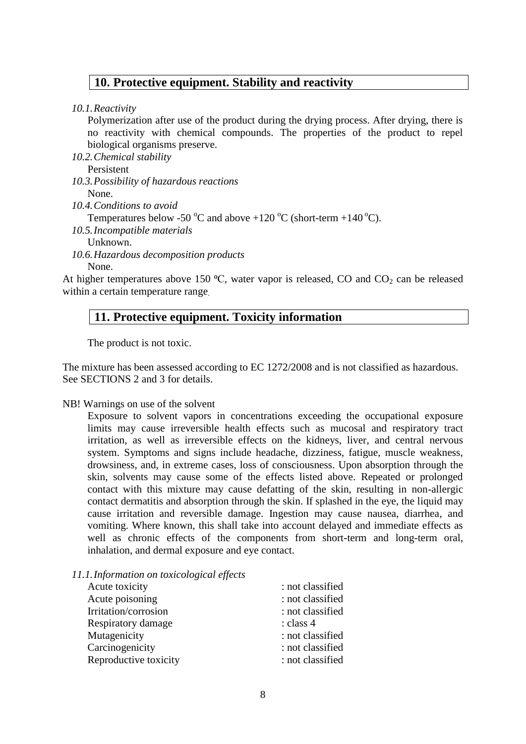## 10. Protective equipment. Stability and reactivity

*10.1. Reactivity*

Polymerization after use of the product during the drying process. After drying, there is no reactivity with chemical compounds. The properties of the product to repel biological organisms preserve.

*10.2. Chemical stability*

Persistent

*10.3. Possibility of hazardous reactions*

None.

*10.4. Conditions to avoid*

Temperatures below -50 $^{o}$C and above +120 $^{o}$C (short-term +140 $^{o}$C).

*10.5. Incompatible materials*

Unknown.

*10.6. Hazardous decomposition products*

None.

At higher temperatures above 150 ºC, water vapor is released, CO and $CO_2$ can be released within a certain temperature range.

## 11. Protective equipment. Toxicity information

The product is not toxic.

The mixture has been assessed according to EC 1272/2008 and is not classified as hazardous. See SECTIONS 2 and 3 for details.

NB! Warnings on use of the solvent

Exposure to solvent vapors in concentrations exceeding the occupational exposure limits may cause irreversible health effects such as mucosal and respiratory tract irritation, as well as irreversible effects on the kidneys, liver, and central nervous system. Symptoms and signs include headache, dizziness, fatigue, muscle weakness, drowsiness, and, in extreme cases, loss of consciousness. Upon absorption through the skin, solvents may cause some of the effects listed above. Repeated or prolonged contact with this mixture may cause defatting of the skin, resulting in non-allergic contact dermatitis and absorption through the skin. If splashed in the eye, the liquid may cause irritation and reversible damage. Ingestion may cause nausea, diarrhea, and vomiting. Where known, this shall take into account delayed and immediate effects as well as chronic effects of the components from short-term and long-term oral, inhalation, and dermal exposure and eye contact.

*11.1. Information on toxicological effects*

Acute toxicity : not classified
Acute poisoning : not classified
Irritation/corrosion : not classified
Respiratory damage : class 4
Mutagenicity : not classified
Carcinogenicity : not classified
Reproductive toxicity : not classified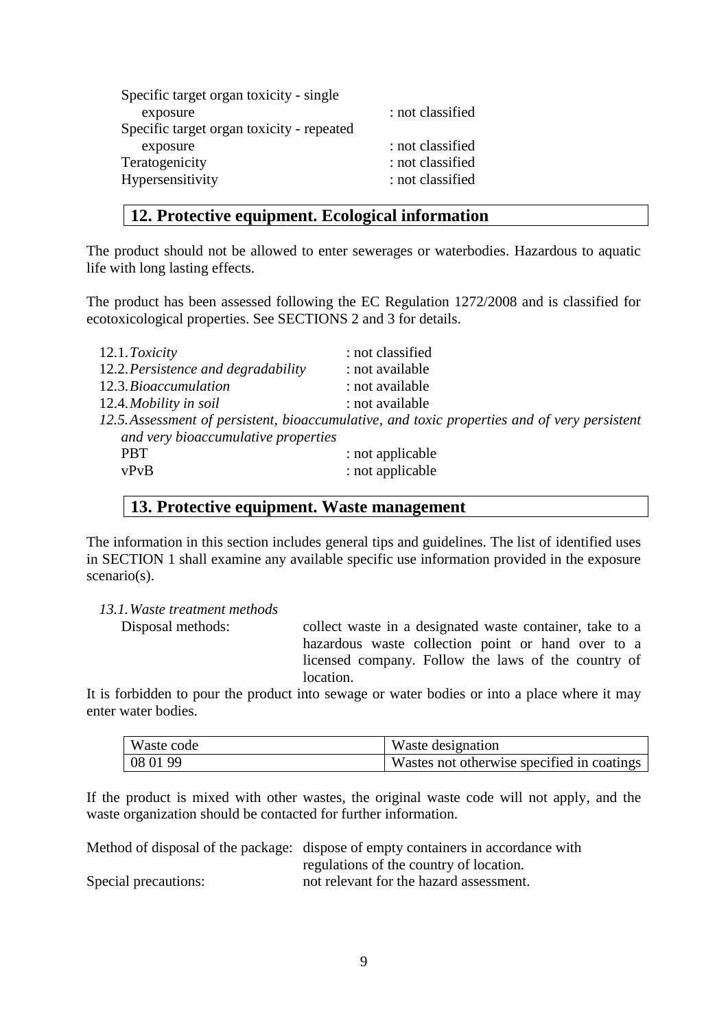Specific target organ toxicity - single exposure : not classified
Specific target organ toxicity - repeated exposure : not classified
Teratogenicity : not classified
Hypersensitivity : not classified

## 12. Protective equipment. Ecological information

The product should not be allowed to enter sewerages or waterbodies. Hazardous to aquatic life with long lasting effects.

The product has been assessed following the EC Regulation 1272/2008 and is classified for ecotoxicological properties. See SECTIONS 2 and 3 for details.

12.1. *Toxicity* : not classified
12.2. *Persistence and degradability* : not available
12.3. *Bioaccumulation* : not available
12.4. *Mobility in soil* : not available
12.5. *Assessment of persistent, bioaccumulative, and toxic properties and of very persistent and very bioaccumulative properties*
PBT : not applicable
vPvB : not applicable

## 13. Protective equipment. Waste management

The information in this section includes general tips and guidelines. The list of identified uses in SECTION 1 shall examine any available specific use information provided in the exposure scenario(s).

*13.1. Waste treatment methods*
Disposal methods: collect waste in a designated waste container, take to a hazardous waste collection point or hand over to a licensed company. Follow the laws of the country of location.

It is forbidden to pour the product into sewage or water bodies or into a place where it may enter water bodies.

| Waste code | Waste designation |
| --- | --- |
| 08 01 99 | Wastes not otherwise specified in coatings |

If the product is mixed with other wastes, the original waste code will not apply, and the waste organization should be contacted for further information.

Method of disposal of the package: dispose of empty containers in accordance with regulations of the country of location.
Special precautions: not relevant for the hazard assessment.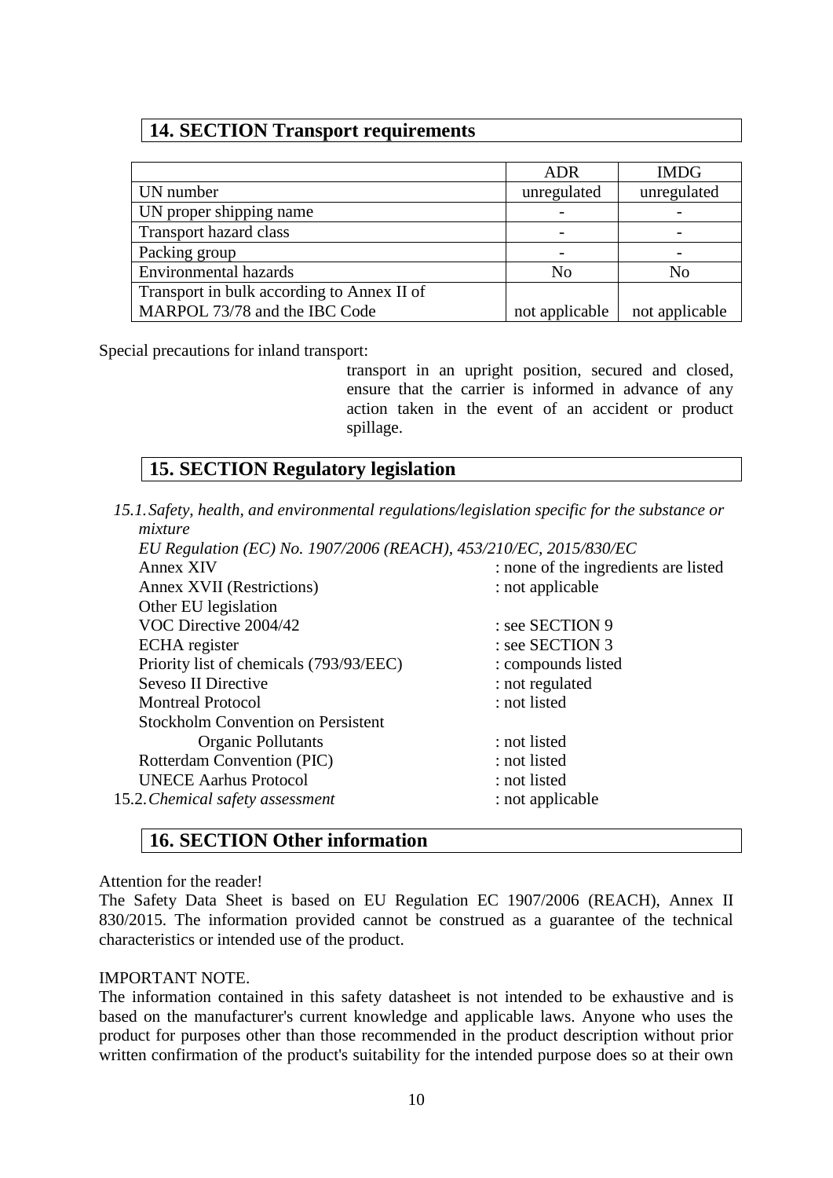## 14. SECTION Transport requirements

| | ADR | IMDG |
|---|---|---|
| UN number | unregulated | unregulated |
| UN proper shipping name | - | - |
| Transport hazard class | - | - |
| Packing group | - | - |
| Environmental hazards | No | No |
| Transport in bulk according to Annex II of MARPOL 73/78 and the IBC Code | not applicable | not applicable |

Special precautions for inland transport:

transport in an upright position, secured and closed, ensure that the carrier is informed in advance of any action taken in the event of an accident or product spillage.

## 15. SECTION Regulatory legislation

15.1. *Safety, health, and environmental regulations/legislation specific for the substance or mixture*

*EU Regulation (EC) No. 1907/2006 (REACH), 453/210/EC, 2015/830/EC*

Annex XIV : none of the ingredients are listed
Annex XVII (Restrictions) : not applicable
Other EU legislation
VOC Directive 2004/42 : see SECTION 9
ECHA register : see SECTION 3
Priority list of chemicals (793/93/EEC) : compounds listed
Seveso II Directive : not regulated
Montreal Protocol : not listed
Stockholm Convention on Persistent Organic Pollutants : not listed
Rotterdam Convention (PIC) : not listed
UNECE Aarhus Protocol : not listed

15.2. *Chemical safety assessment* : not applicable

## 16. SECTION Other information

Attention for the reader!

The Safety Data Sheet is based on EU Regulation EC 1907/2006 (REACH), Annex II 830/2015. The information provided cannot be construed as a guarantee of the technical characteristics or intended use of the product.

IMPORTANT NOTE.

The information contained in this safety datasheet is not intended to be exhaustive and is based on the manufacturer's current knowledge and applicable laws. Anyone who uses the product for purposes other than those recommended in the product description without prior written confirmation of the product's suitability for the intended purpose does so at their own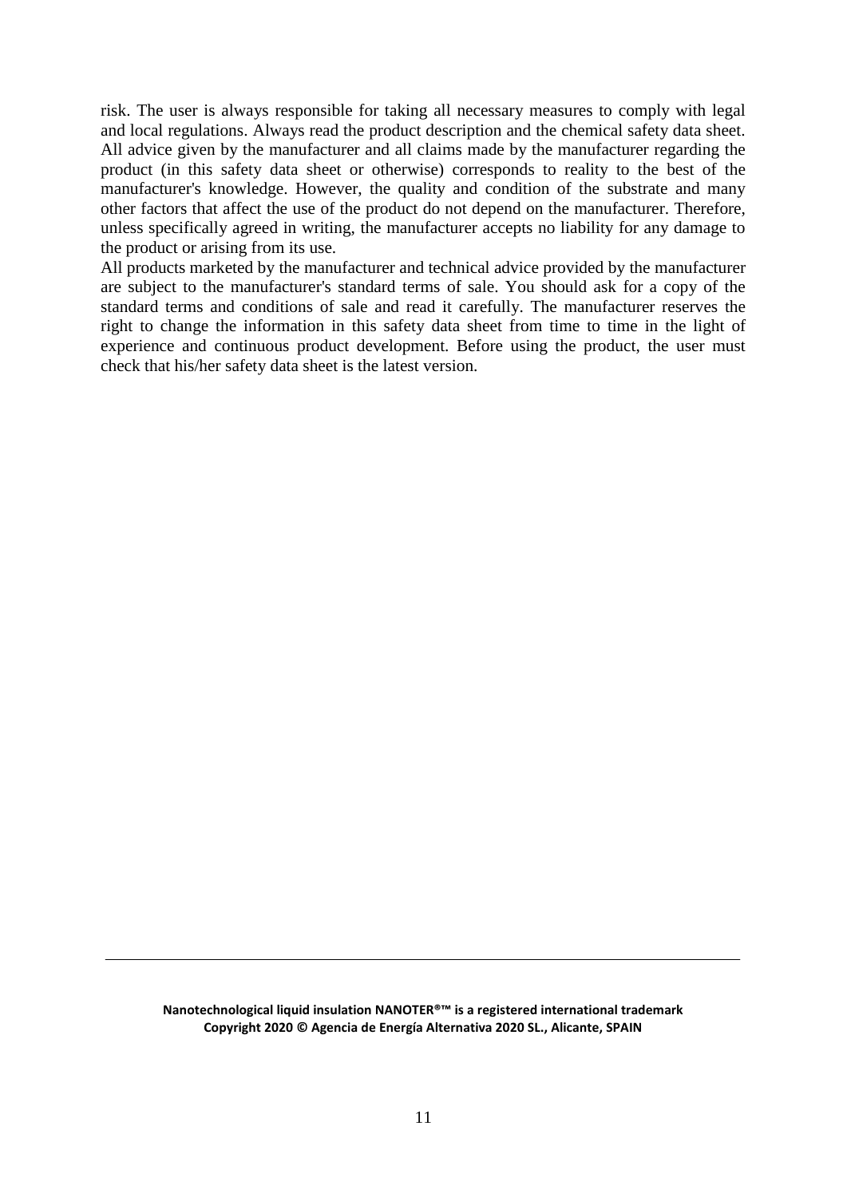risk. The user is always responsible for taking all necessary measures to comply with legal and local regulations. Always read the product description and the chemical safety data sheet. All advice given by the manufacturer and all claims made by the manufacturer regarding the product (in this safety data sheet or otherwise) corresponds to reality to the best of the manufacturer's knowledge. However, the quality and condition of the substrate and many other factors that affect the use of the product do not depend on the manufacturer. Therefore, unless specifically agreed in writing, the manufacturer accepts no liability for any damage to the product or arising from its use.

All products marketed by the manufacturer and technical advice provided by the manufacturer are subject to the manufacturer's standard terms of sale. You should ask for a copy of the standard terms and conditions of sale and read it carefully. The manufacturer reserves the right to change the information in this safety data sheet from time to time in the light of experience and continuous product development. Before using the product, the user must check that his/her safety data sheet is the latest version.